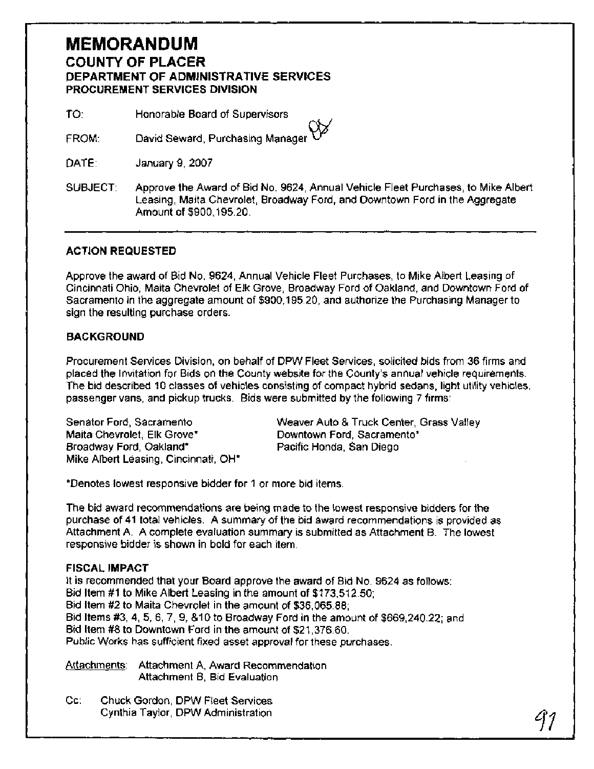# MEMORANDUM

## COUNTY OF PLACER

### DEPARTMENT OF ADMINISTRATIVE SERVICES

### PROCUREMENT SERVICES DIVISION

TO: Honorable Board of Supervisors

FROM: David Seward, Purchasing Manager

DATE: January 9, 2007

SUBJECT: Approve the Award of Bid No. 9624, Annual Vehicle Fleet Purchases, to Mike Albert Leasing, Maita Chevrolet, Broadway Ford, and Downtown Ford in the Aggregate Amount of $900,195.20.

---

**ACTION REQUESTED**

Approve the award of Bid No. 9624, Annual Vehicle Fleet Purchases, to Mike Albert Leasing of Cincinnati Ohio, Maita Chevrolet of Elk Grove, Broadway Ford of Oakland, and Downtown Ford of Sacramento in the aggregate amount of $900,195.20, and authorize the Purchasing Manager to sign the resulting purchase orders.

**BACKGROUND**

Procurement Services Division, on behalf of DPW Fleet Services, solicited bids from 36 firms and placed the Invitation for Bids on the County website for the County's annual vehicle requirements. The bid described 10 classes of vehicles consisting of compact hybrid sedans, light utility vehicles, passenger vans, and pickup trucks. Bids were submitted by the following 7 firms:

Senator Ford, Sacramento
Maita Chevrolet, Elk Grove*
Broadway Ford, Oakland*
Mike Albert Leasing, Cincinnati, OH*
Weaver Auto & Truck Center, Grass Valley
Downtown Ford, Sacramento*
Pacific Honda, San Diego

*Denotes lowest responsive bidder for 1 or more bid items.

The bid award recommendations are being made to the lowest responsive bidders for the purchase of 41 total vehicles. A summary of the bid award recommendations is provided as Attachment A. A complete evaluation summary is submitted as Attachment B. The lowest responsive bidder is shown in bold for each item.

**FISCAL IMPACT**

It is recommended that your Board approve the award of Bid No. 9624 as follows:
Bid Item #1 to Mike Albert Leasing in the amount of $173,512.50;
Bid Item #2 to Maita Chevrolet in the amount of $36,065.88;
Bid Items #3, 4, 5, 6, 7, 9, &10 to Broadway Ford in the amount of $669,240.22; and
Bid Item #8 to Downtown Ford in the amount of $21,376.60.
Public Works has sufficient fixed asset approval for these purchases.

Attachments: Attachment A, Award Recommendation
Attachment B, Bid Evaluation

Cc: Chuck Gordon, DPW Fleet Services
Cynthia Taylor, DPW Administration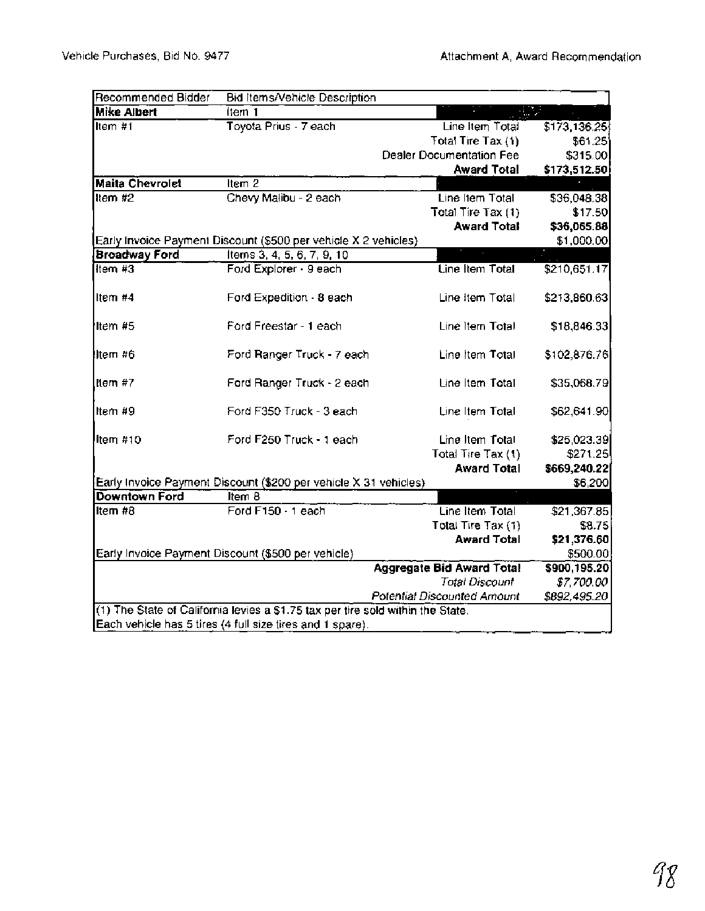Vehicle Purchases, Bid No. 9477

Attachment A, Award Recommendation

| Recommended Bidder | Bid Items/Vehicle Description | | |
|---|---|---|---|
| **Mike Albert** | Item 1 | | |
| Item #1 | Toyota Prius - 7 each | Line Item Total | $173,136.25 |
| | | Total Tire Tax (1) | $61.25 |
| | | Dealer Documentation Fee | $315.00 |
| | | **Award Total** | **$173,512.50** |
| **Maita Chevrolet** | Item 2 | | |
| Item #2 | Chevy Malibu - 2 each | Line Item Total | $36,048.38 |
| | | Total Tire Tax (1) | $17.50 |
| | | **Award Total** | **$36,065.88** |
| Early Invoice Payment Discount ($500 per vehicle X 2 vehicles) | | | $1,000.00 |
| **Broadway Ford** | Items 3, 4, 5, 6, 7, 9, 10 | | |
| Item #3 | Ford Explorer - 9 each | Line Item Total | $210,651.17 |
| Item #4 | Ford Expedition - 8 each | Line Item Total | $213,860.63 |
| Item #5 | Ford Freestar - 1 each | Line Item Total | $18,846.33 |
| Item #6 | Ford Ranger Truck - 7 each | Line Item Total | $102,876.76 |
| Item #7 | Ford Ranger Truck - 2 each | Line Item Total | $35,068.79 |
| Item #9 | Ford F350 Truck - 3 each | Line Item Total | $62,641.90 |
| Item #10 | Ford F250 Truck - 1 each | Line Item Total | $25,023.39 |
| | | Total Tire Tax (1) | $271.25 |
| | | **Award Total** | **$669,240.22** |
| Early Invoice Payment Discount ($200 per vehicle X 31 vehicles) | | | $6,200 |
| **Downtown Ford** | Item 8 | | |
| Item #8 | Ford F150 - 1 each | Line Item Total | $21,367.85 |
| | | Total Tire Tax (1) | $8.75 |
| | | **Award Total** | **$21,376.60** |
| Early Invoice Payment Discount ($500 per vehicle) | | | $500.00 |
| | | **Aggregate Bid Award Total** | **$900,195.20** |
| | | *Total Discount* | *$7,700.00* |
| | | *Potential Discounted Amount* | *$892,495.20* |

(1) The State of California levies a $1.75 tax per tire sold within the State.
Each vehicle has 5 tires (4 full size tires and 1 spare).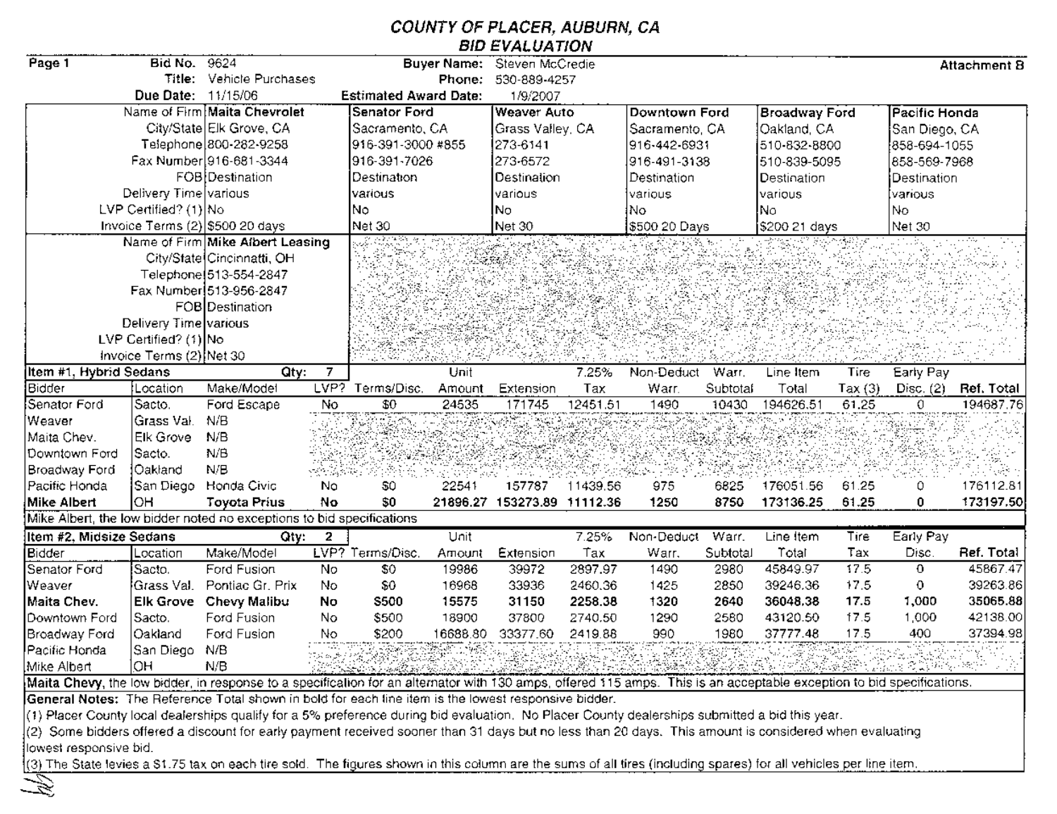# COUNTY OF PLACER, AUBURN, CA
## BID EVALUATION

**Page 1** | **Bid No.** 9624 | **Buyer Name:** Steven McCredie | **Attachment B**

**Title:** Vehicle Purchases | **Phone:** 530-889-4257

**Due Date:** 11/15/06 | **Estimated Award Date:** 1/9/2007

| Name of Firm | Maita Chevrolet | Senator Ford | Weaver Auto | Downtown Ford | Broadway Ford | Pacific Honda |
|---|---|---|---|---|---|---|
| City/State | Elk Grove, CA | Sacramento, CA | Grass Valley, CA | Sacramento, CA | Oakland, CA | San Diego, CA |
| Telephone | 800-282-9258 | 916-391-3000 #855 | 273-6141 | 916-442-6931 | 510-832-8800 | 858-694-1055 |
| Fax Number | 916-681-3344 | 916-391-7026 | 273-6572 | 916-491-3138 | 510-839-5095 | 858-569-7968 |
| FOB | Destination | Destination | Destination | Destination | Destination | Destination |
| Delivery Time | various | various | various | various | various | various |
| LVP Certified? (1) | No | No | No | No | No | No |
| Invoice Terms (2) | $500 20 days | Net 30 | Net 30 | $500 20 Days | $200 21 days | Net 30 |

| Name of Firm | Mike Albert Leasing |
|---|---|
| City/State | Cincinnatti, OH |
| Telephone | 513-554-2847 |
| Fax Number | 513-956-2847 |
| FOB | Destination |
| Delivery Time | various |
| LVP Certified? (1) | No |
| Invoice Terms (2) | Net 30 |

**Item #1, Hybrid Sedans** **Qty: 7**

| Bidder | Location | Make/Model | LVP? | Terms/Disc. | Unit Amount | Extension | 7.25% Tax | Non-Deduct Warr. | Warr. Subtotal | Line Item Total | Tire Tax (3) | Early Pay Disc. (2) | Ref. Total |
|---|---|---|---|---|---|---|---|---|---|---|---|---|---|
| Senator Ford | Sacto. | Ford Escape | No | $0 | 24535 | 171745 | 12451.51 | 1490 | 10430 | 194626.51 | 61.25 | 0 | 194687.76 |
| Weaver | Grass Val. | N/B | | | | | | | | | | | |
| Maita Chev. | Elk Grove | N/B | | | | | | | | | | | |
| Downtown Ford | Sacto. | N/B | | | | | | | | | | | |
| Broadway Ford | Oakland | N/B | | | | | | | | | | | |
| Pacific Honda | San Diego | Honda Civic | No | $0 | 22541 | 157787 | 11439.56 | 975 | 6825 | 176051.56 | 61.25 | 0 | 176112.81 |
| **Mike Albert** | **OH** | **Toyota Prius** | **No** | **$0** | **21896.27** | **153273.89** | **11112.36** | **1250** | **8750** | **173136.25** | **61.25** | **0** | **173197.50** |

Mike Albert, the low bidder noted no exceptions to bid specifications

**Item #2, Midsize Sedans** **Qty: 2**

| Bidder | Location | Make/Model | LVP? | Terms/Disc. | Unit Amount | Extension | 7.25% Tax | Non-Deduct Warr. | Warr. Subtotal | Line Item Total | Tire Tax | Early Pay Disc. | Ref. Total |
|---|---|---|---|---|---|---|---|---|---|---|---|---|---|
| Senator Ford | Sacto. | Ford Fusion | No | $0 | 19986 | 39972 | 2897.97 | 1490 | 2980 | 45849.97 | 17.5 | 0 | 45867.47 |
| Weaver | Grass Val. | Pontiac Gr. Prix | No | $0 | 16968 | 33936 | 2460.36 | 1425 | 2850 | 39246.36 | 17.5 | 0 | 39263.86 |
| **Maita Chev.** | **Elk Grove** | **Chevy Malibu** | **No** | **$500** | **15575** | **31150** | **2258.38** | **1320** | **2640** | **36048.38** | **17.5** | **1,000** | **35065.88** |
| Downtown Ford | Sacto. | Ford Fusion | No | $500 | 18900 | 37800 | 2740.50 | 1290 | 2580 | 43120.50 | 17.5 | 1,000 | 42138.00 |
| Broadway Ford | Oakland | Ford Fusion | No | $200 | 16688.80 | 33377.60 | 2419.88 | 990 | 1980 | 37777.48 | 17.5 | 400 | 37394.98 |
| Pacific Honda | San Diego | N/B | | | | | | | | | | | |
| Mike Albert | OH | N/B | | | | | | | | | | | |

**Maita Chevy**, the low bidder, in response to a specification for an alternator with 130 amps, offered 115 amps. This is an acceptable exception to bid specifications.

**General Notes:** The Reference Total shown in bold for each line item is the lowest responsive bidder.

(1) Placer County local dealerships qualify for a 5% preference during bid evaluation. No Placer County dealerships submitted a bid this year.

(2) Some bidders offered a discount for early payment received sooner than 31 days but no less than 20 days. This amount is considered when evaluating lowest responsive bid.

(3) The State levies a $1.75 tax on each tire sold. The figures shown in this column are the sums of all tires (including spares) for all vehicles per line item.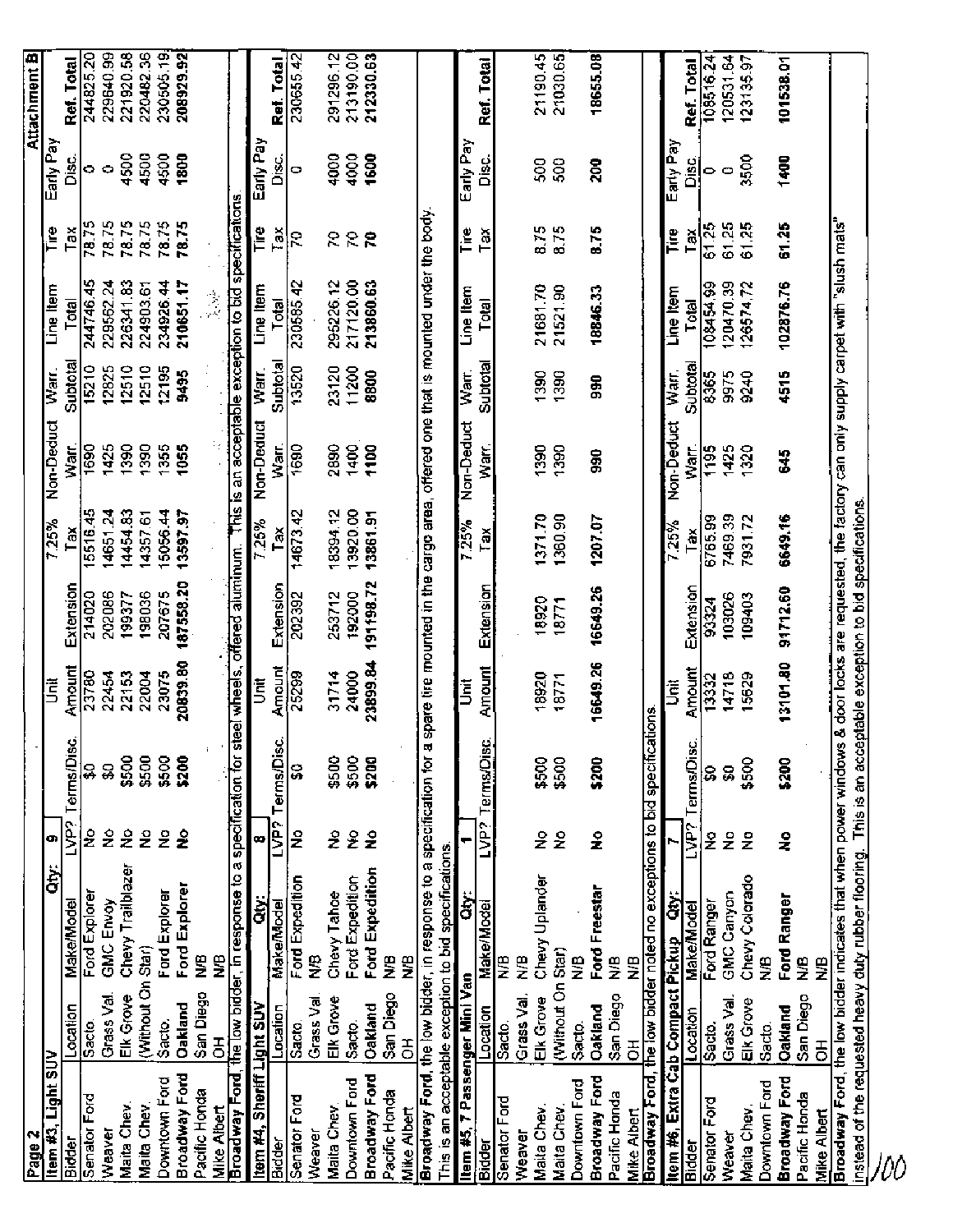**Page 2** — **Attachment B**

**Item #3, Light SUV** — Qty: 9

| Bidder | Location | Make/Model | LVP? | Terms/Disc. | Unit Amount | Extension | 7.25% Tax | Non-Deduct Warr. | Warr. Subtotal | Line Item Total | Tire Tax | Early Pay Disc. | Ref. Total |
|---|---|---|---|---|---|---|---|---|---|---|---|---|---|
| Senator Ford | Sacto. | Ford Explorer | No | $0 | 23780 | 214020 | 15516.45 | 1690 | 15210 | 244746.45 | 78.75 | 0 | 244825.20 |
| Weaver | Grass Val. | GMC Envoy | No | $0 | 22454 | 202086 | 14651.24 | 1425 | 12825 | 229562.24 | 78.75 | 0 | 229640.99 |
| Maita Chev. | Elk Grove | Chevy Trailblazer | No | $500 | 22153 | 199377 | 14454.83 | 1390 | 12510 | 226341.83 | 78.75 | 4500 | 221920.58 |
| Maita Chev. | (Without On Star) | | No | $500 | 22004 | 198036 | 14357.61 | 1390 | 12510 | 224903.61 | 78.75 | 4500 | 220482.36 |
| Downtown Ford | Sacto. | Ford Explorer | No | $500 | 23075 | 207675 | 15056.44 | 1355 | 12195 | 234926.44 | 78.75 | 4500 | 230505.19 |
| **Broadway Ford** | **Oakland** | **Ford Explorer** | **No** | **$200** | **20839.80** | **187558.20** | **13597.97** | **1055** | **9495** | **210651.17** | **78.75** | **1800** | **208929.92** |
| Pacific Honda | San Diego | N/B | | | | | | | | | | | |
| Mike Albert | OH | N/B | | | | | | | | | | | |

**Broadway Ford**, the low bidder, in response to a specification for steel wheels, offered aluminum. This is an acceptable exception to bid specifications.

**Item #4, Sheriff Light SUV** — Qty: 8

| Bidder | Location | Make/Model | LVP? | Terms/Disc. | Unit Amount | Extension | 7.25% Tax | Non-Deduct Warr. | Warr. Subtotal | Line Item Total | Tire Tax | Early Pay Disc. | Ref. Total |
|---|---|---|---|---|---|---|---|---|---|---|---|---|---|
| Senator Ford | Sacto. | Ford Expedition | No | $0 | 25299 | 202392 | 14673.42 | 1690 | 13520 | 230585.42 | 70 | 0 | 230655.42 |
| Weaver | Grass Val. | N/B | | | | | | | | | | | |
| Maita Chev. | Elk Grove | Chevy Tahoe | No | $500 | 31714 | 253712 | 18394.12 | 2890 | 23120 | 295226.12 | 70 | 4000 | 291296.12 |
| Downtown Ford | Sacto. | Ford Expedition | No | $500 | 24000 | 192000 | 13920.00 | 1400 | 11200 | 217120.00 | 70 | 4000 | 213190.00 |
| **Broadway Ford** | **Oakland** | **Ford Expedition** | **No** | **$200** | **23899.84** | **191198.72** | **13861.91** | **1100** | **8800** | **213860.63** | **70** | **1600** | **212330.63** |
| Pacific Honda | San Diego | N/B | | | | | | | | | | | |
| Mike Albert | OH | N/B | | | | | | | | | | | |

**Broadway Ford**, the low bidder, in response to a specification for a spare tire mounted in the cargo area, offered one that is mounted under the body. This is an acceptable exception to bid specifications.

**Item #5, 7 Passenger Mini Van** — Qty: 1

| Bidder | Location | Make/Model | LVP? | Terms/Disc. | Unit Amount | Extension | 7.25% Tax | Non-Deduct Warr. | Warr. Subtotal | Line Item Total | Tire Tax | Early Pay Disc. | Ref. Total |
|---|---|---|---|---|---|---|---|---|---|---|---|---|---|
| Senator Ford | Sacto. | N/B | | | | | | | | | | | |
| Weaver | Grass Val. | N/B | | | | | | | | | | | |
| Maita Chev. | Elk Grove | Chevy Uplander | No | $500 | 18920 | 18920 | 1371.70 | 1390 | 1390 | 21681.70 | 8.75 | 500 | 21190.45 |
| Maita Chev. | (Without On Star) | | No | $500 | 18771 | 18771 | 1360.90 | 1390 | 1390 | 21521.90 | 8.75 | 500 | 21030.65 |
| Downtown Ford | Sacto. | N/B | | | | | | | | | | | |
| **Broadway Ford** | **Oakland** | **Ford Freestar** | **No** | **$200** | **16649.26** | **16649.26** | **1207.07** | **990** | **990** | **18846.33** | **8.75** | **200** | **18655.08** |
| Pacific Honda | San Diego | N/B | | | | | | | | | | | |
| Mike Albert | OH | N/B | | | | | | | | | | | |

**Broadway Ford**, the low bidder noted no exceptions to bid specifications.

**Item #6, Extra Cab Compact Pickup** — Qty: 7

| Bidder | Location | Make/Model | LVP? | Terms/Disc. | Unit Amount | Extension | 7.25% Tax | Non-Deduct Warr. | Warr. Subtotal | Line Item Total | Tire Tax | Early Pay Disc. | Ref. Total |
|---|---|---|---|---|---|---|---|---|---|---|---|---|---|
| Senator Ford | Sacto. | Ford Ranger | No | $0 | 13332 | 93324 | 6765.99 | 1195 | 8365 | 108454.99 | 61.25 | 0 | 108516.24 |
| Weaver | Grass Val. | GMC Canyon | No | $0 | 14718 | 103026 | 7469.39 | 1425 | 9975 | 120470.39 | 61.25 | 0 | 120531.64 |
| Maita Chev. | Elk Grove | Chevy Colorado | No | $500 | 15629 | 109403 | 7931.72 | 1320 | 9240 | 126574.72 | 61.25 | 3500 | 123135.97 |
| Downtown Ford | Sacto. | N/B | | | | | | | | | | | |
| **Broadway Ford** | **Oakland** | **Ford Ranger** | **No** | **$200** | **13101.80** | **91712.60** | **6649.16** | **645** | **4515** | **102876.76** | **61.25** | **1400** | **101538.01** |
| Pacific Honda | San Diego | N/B | | | | | | | | | | | |
| Mike Albert | OH | N/B | | | | | | | | | | | |

**Broadway Ford**, the low bidder indicates that when power windows & door locks are requested, the factory can only supply carpet with "slush mats" instead of the requested heavy duty rubber flooring. This is an acceptable exception to bid specifications.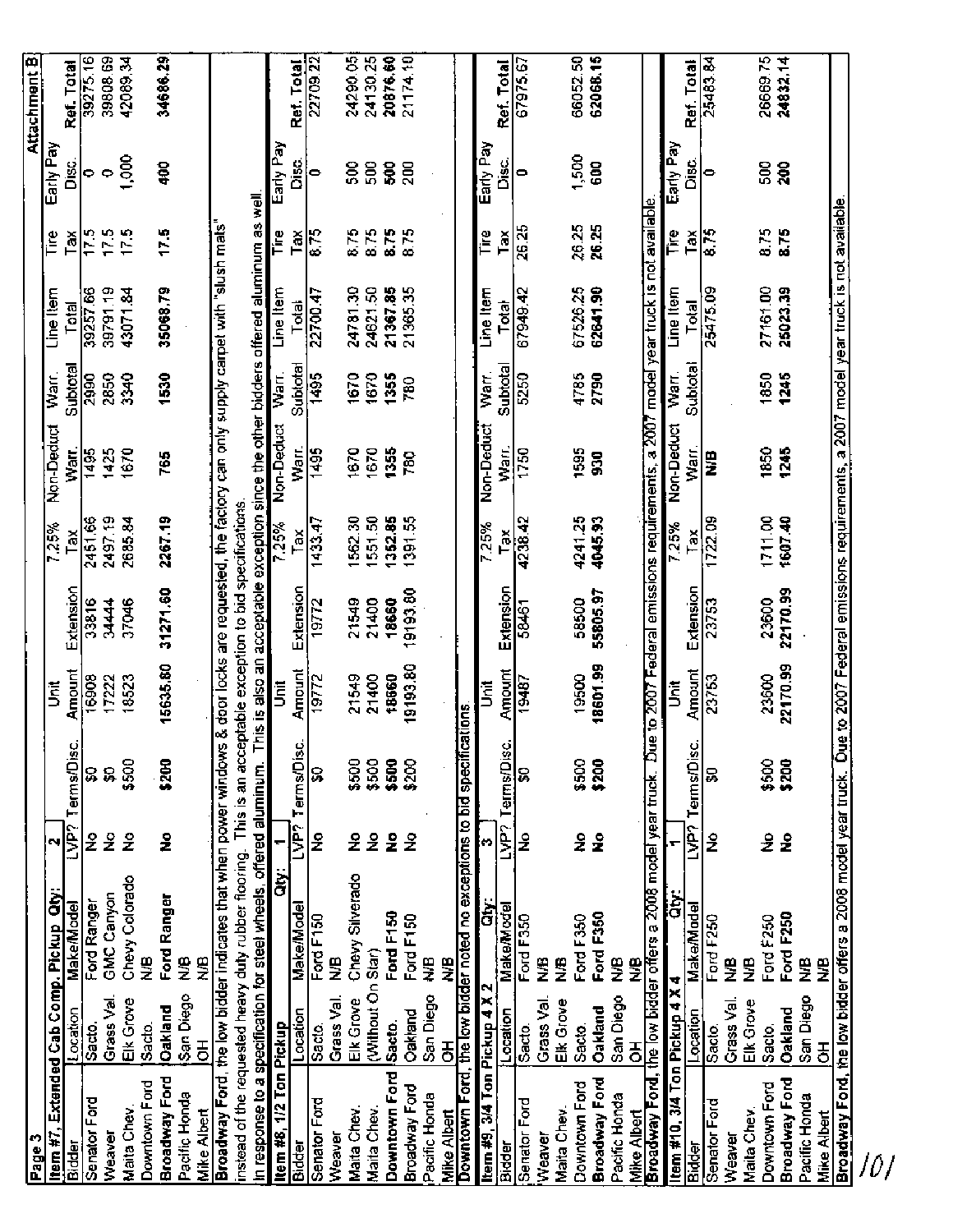Attachment B

Page 3

| Item #7, Extended Cab Comp. Pickup | | Qty: | 2 | | | | | | | | | | | |
|---|---|---|---|---|---|---|---|---|---|---|---|---|---|---|
| Bidder | Location | Make/Model | LVP? | Terms/Disc. | Unit Amount | Extension | 7.25% Tax | Non-Deduct Warr. | Warr. Subtotal | Line Item Total | Tire Tax | Early Pay Disc. | Ref. Total |
| Senator Ford | Sacto. | Ford Ranger | No | $0 | 16908 | 33816 | 2451.66 | 1495 | 2990 | 39257.66 | 17.5 | 0 | 39275.16 |
| Weaver | Grass Val. | GMC Canyon | No | $0 | 17222 | 34444 | 2497.19 | 1425 | 2850 | 39791.19 | 17.5 | 0 | 39808.69 |
| Maita Chev. | Elk Grove | Chevy Colorado | No | $500 | 18523 | 37046 | 2685.84 | 1670 | 3340 | 43071.84 | 17.5 | 1,000 | 42089.34 |
| Downtown Ford | Sacto. | N/B | | | | | | | | | | | |
| **Broadway Ford** | **Oakland** | **Ford Ranger** | **No** | **$200** | **15635.80** | **31271.60** | **2267.19** | **765** | **1530** | **35068.79** | **17.5** | **400** | **34686.29** |
| Pacific Honda | San Diego | N/B | | | | | | | | | | | |
| Mike Albert | OH | N/B | | | | | | | | | | | |

**Broadway Ford**, the low bidder indicates that when power windows & door locks are requested, the factory can only supply carpet with "slush mats" instead of the requested heavy duty rubber flooring. This is an acceptable exception to bid specifications.

In response to a specification for steel wheels, offered aluminum. This is also an acceptable exception since the other bidders offered aluminum as well.

| Item #8, 1/2 Ton Pickup | | Qty: | 1 | | | | | | | | | | |
|---|---|---|---|---|---|---|---|---|---|---|---|---|---|
| Bidder | Location | Make/Model | LVP? | Terms/Disc. | Unit Amount | Extension | 7.25% Tax | Non-Deduct Warr. | Warr. Subtotal | Line Item Total | Tire Tax | Early Pay Disc. | Ref. Total |
| Senator Ford | Sacto. | Ford F150 | No | $0 | 19772 | 19772 | 1433.47 | 1495 | 1495 | 22700.47 | 8.75 | 0 | 22709.22 |
| Weaver | Grass Val. | N/B | | | | | | | | | | | |
| Maita Chev. | Elk Grove | Chevy Silverado | No | $500 | 21549 | 21549 | 1562.30 | 1670 | 1670 | 24781.30 | 8.75 | 500 | 24290.05 |
| Maita Chev. | (Without On Star) | | No | $500 | 21400 | 21400 | 1551.50 | 1670 | 1670 | 24621.50 | 8.75 | 500 | 24130.25 |
| **Downtown Ford** | **Sacto.** | **Ford F150** | **No** | **$500** | **18660** | **18660** | **1352.85** | **1355** | **1355** | **21367.85** | **8.75** | **500** | **20876.60** |
| Broadway Ford | Oakland | Ford F150 | No | $200 | 19193.80 | 19193.80 | 1391.55 | 780 | 780 | 21365.35 | 8.75 | 200 | 21174.10 |
| Pacific Honda | San Diego | N/B | | | | | | | | | | | |
| Mike Albert | OH | N/B | | | | | | | | | | | |

**Downtown Ford**, the low bidder noted no exceptions to bid specifications.

| Item #9, 3/4 Ton Pickup 4 X 2 | | Qty: | 3 | | | | | | | | | | |
|---|---|---|---|---|---|---|---|---|---|---|---|---|---|
| Bidder | Location | Make/Model | LVP? | Terms/Disc. | Unit Amount | Extension | 7.25% Tax | Non-Deduct Warr. | Warr. Subtotal | Line Item Total | Tire Tax | Early Pay Disc. | Ref. Total |
| Senator Ford | Sacto. | Ford F350 | No | $0 | 19487 | 58461 | 4238.42 | 1750 | 5250 | 67949.42 | 26.25 | 0 | 67975.67 |
| Weaver | Grass Val. | N/B | | | | | | | | | | | |
| Maita Chev. | Elk Grove | N/B | | | | | | | | | | | |
| Downtown Ford | Sacto. | Ford F350 | No | $500 | 19500 | 58500 | 4241.25 | 1595 | 4785 | 67526.25 | 26.25 | 1,500 | 66052.50 |
| **Broadway Ford** | **Oakland** | **Ford F350** | **No** | **$200** | **18601.99** | **55805.97** | **4045.93** | **930** | **2790** | **62641.90** | **26.25** | **600** | **62068.15** |
| Pacific Honda | San Diego | N/B | | | | | | | | | | | |
| Mike Albert | OH | N/B | | | | | | | | | | | |

**Broadway Ford**, the low bidder offers a 2008 model year truck. Due to 2007 Federal emissions requirements, a 2007 model year truck is not available.

| Item #10, 3/4 Ton Pickup 4 X 4 | | Qty: | 1 | | | | | | | | | | |
|---|---|---|---|---|---|---|---|---|---|---|---|---|---|
| Bidder | Location | Make/Model | LVP? | Terms/Disc. | Unit Amount | Extension | 7.25% Tax | Non-Deduct Warr. | Warr. Subtotal | Line Item Total | Tire Tax | Early Pay Disc. | Ref. Total |
| Senator Ford | Sacto. | Ford F250 | No | $0 | 23753 | 23753 | 1722.09 | N/B | | 25475.09 | 8.75 | 0 | 25483.84 |
| Weaver | Grass Val. | N/B | | | | | | | | | | | |
| Maita Chev. | Elk Grove | N/B | | | | | | | | | | | |
| Downtown Ford | Sacto. | Ford F250 | No | $500 | 23600 | 23600 | 1711.00 | 1850 | 1850 | 27161.00 | 8.75 | 500 | 26669.75 |
| **Broadway Ford** | **Oakland** | **Ford F250** | **No** | **$200** | **22170.99** | **22170.99** | **1607.40** | **1245** | **1245** | **25023.39** | **8.75** | **200** | **24832.14** |
| Pacific Honda | San Diego | N/B | | | | | | | | | | | |
| Mike Albert | OH | N/B | | | | | | | | | | | |

**Broadway Ford**, the low bidder offers a 2008 model year truck. Due to 2007 Federal emissions requirements, a 2007 model year truck is not available.